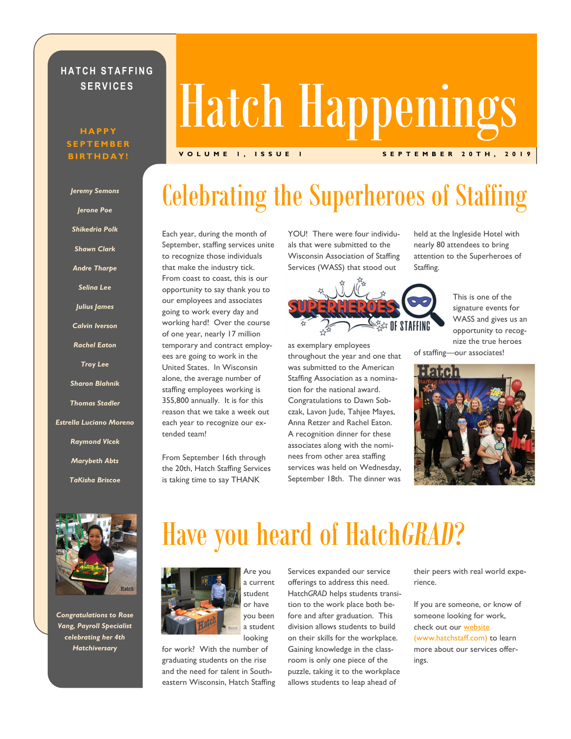# Hatch Happenings

**HATCH STAFFING SERVICES**

VOLUME 1, ISSUE 1 — SEPTEMBER 20TH, 2019

**HAPPY SEPTEMBER BIRTHDAY!**

*Jeremy Semons*

*Jerone Poe*

*Shikedria Polk*

*Shawn Clark*

*Andre Tharpe*

*Selina Lee*

*Julius James*

*Calvin Iverson*

*Rachel Eaton*

*Troy Lee*

*Sharon Blahnik*

*Thomas Stadler*

*Estrella Luciano Moreno*

*Raymond Vlcek*

*Marybeth Abts*

*TaKisha Briscoe*

*Congratulations to Rose Vang, Payroll Specialist celebrating her 4th Hatchiversary*

## Celebrating the Superheroes of Staffing

Each year, during the month of September, staffing services unite to recognize those individuals that make the industry tick. From coast to coast, this is our opportunity to say thank you to our employees and associates going to work every day and working hard! Over the course of one year, nearly 17 million temporary and contract employees are going to work in the United States. In Wisconsin alone, the average number of staffing employees working is 355,800 annually. It is for this reason that we take a week out each year to recognize our extended team!

From September 16th through the 20th, Hatch Staffing Services is taking time to say THANK YOU! There were four individuals that were submitted to the Wisconsin Association of Staffing Services (WASS) that stood out as exemplary employees throughout the year and one that was submitted to the American Staffing Association as a nomination for the national award. Congratulations to Dawn Sobczak, Lavon Jude, Tahjee Mayes, Anna Retzer and Rachel Eaton. A recognition dinner for these associates along with the nominees from other area staffing services was held on Wednesday, September 18th. The dinner was held at the Ingleside Hotel with nearly 80 attendees to bring attention to the Superheroes of Staffing.

This is one of the signature events for WASS and gives us an opportunity to recognize the true heroes of staffing—our associates!

## Have you heard of Hatch*GRAD*?

Are you a current student or have you been a student looking for work? With the number of graduating students on the rise and the need for talent in Southeastern Wisconsin, Hatch Staffing Services expanded our service offerings to address this need. Hatch*GRAD* helps students transition to the work place both before and after graduation. This division allows students to build on their skills for the workplace. Gaining knowledge in the classroom is only one piece of the puzzle, taking it to the workplace allows students to leap ahead of their peers with real world experience.

If you are someone, or know of someone looking for work, check out our website (www.hatchstaff.com) to learn more about our services offerings.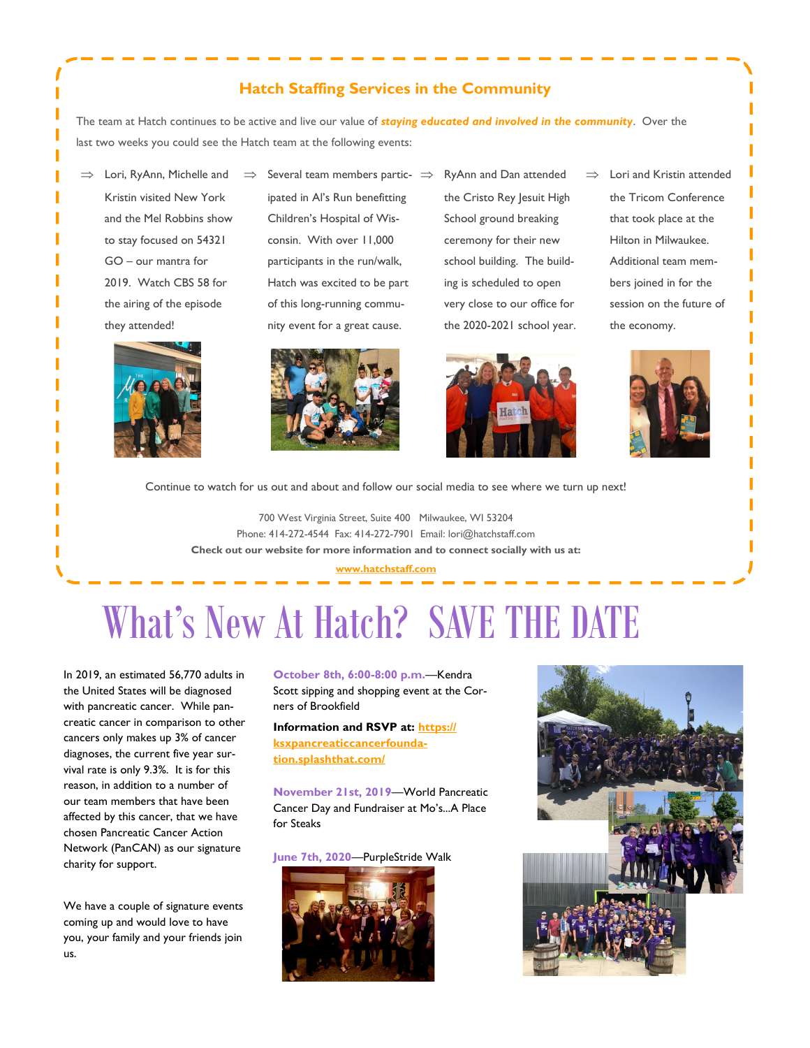## Hatch Staffing Services in the Community

The team at Hatch continues to be active and live our value of ***staying educated and involved in the community***. Over the last two weeks you could see the Hatch team at the following events:

- Lori, RyAnn, Michelle and Kristin visited New York and the Mel Robbins show to stay focused on 54321 GO – our mantra for 2019. Watch CBS 58 for the airing of the episode they attended!
- Several team members participated in Al's Run benefitting Children's Hospital of Wisconsin. With over 11,000 participants in the run/walk, Hatch was excited to be part of this long-running community event for a great cause.
- RyAnn and Dan attended the Cristo Rey Jesuit High School ground breaking ceremony for their new school building. The building is scheduled to open very close to our office for the 2020-2021 school year.
- Lori and Kristin attended the Tricom Conference that took place at the Hilton in Milwaukee. Additional team members joined in for the session on the future of the economy.

Continue to watch for us out and about and follow our social media to see where we turn up next!

700 West Virginia Street, Suite 400 Milwaukee, WI 53204
Phone: 414-272-4544 Fax: 414-272-7901 Email: lori@hatchstaff.com
**Check out our website for more information and to connect socially with us at:**
**www.hatchstaff.com**

# What's New At Hatch? SAVE THE DATE

In 2019, an estimated 56,770 adults in the United States will be diagnosed with pancreatic cancer. While pancreatic cancer in comparison to other cancers only makes up 3% of cancer diagnoses, the current five year survival rate is only 9.3%. It is for this reason, in addition to a number of our team members that have been affected by this cancer, that we have chosen Pancreatic Cancer Action Network (PanCAN) as our signature charity for support.

We have a couple of signature events coming up and would love to have you, your family and your friends join us.

**October 8th, 6:00-8:00 p.m.**—Kendra Scott sipping and shopping event at the Corners of Brookfield

**Information and RSVP at: https://ksxpancreaticcancerfoundation.splashthat.com/**

**November 21st, 2019**—World Pancreatic Cancer Day and Fundraiser at Mo's...A Place for Steaks

**June 7th, 2020**—PurpleStride Walk